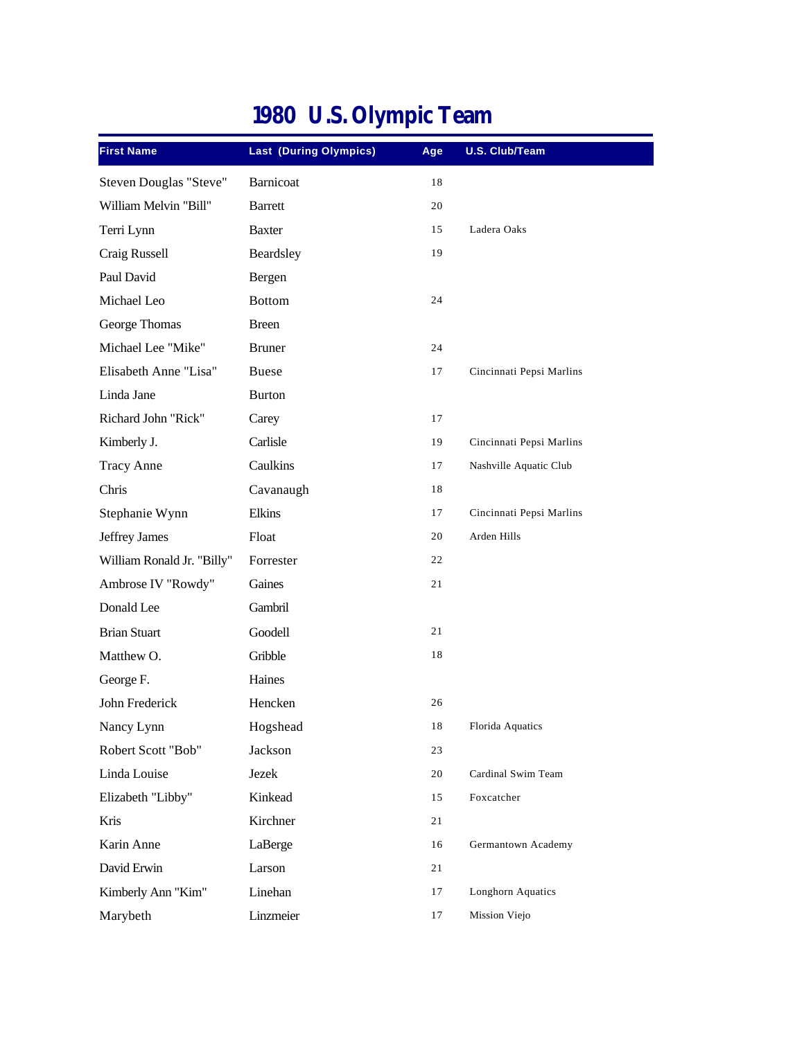# 1980 U.S. Olympic Team

| First Name | Last (During Olympics) | Age | U.S. Club/Team |
|---|---|---|---|
| Steven Douglas "Steve" | Barnicoat | 18 | |
| William Melvin "Bill" | Barrett | 20 | |
| Terri Lynn | Baxter | 15 | Ladera Oaks |
| Craig Russell | Beardsley | 19 | |
| Paul David | Bergen | | |
| Michael Leo | Bottom | 24 | |
| George Thomas | Breen | | |
| Michael Lee "Mike" | Bruner | 24 | |
| Elisabeth Anne "Lisa" | Buese | 17 | Cincinnati Pepsi Marlins |
| Linda Jane | Burton | | |
| Richard John "Rick" | Carey | 17 | |
| Kimberly J. | Carlisle | 19 | Cincinnati Pepsi Marlins |
| Tracy Anne | Caulkins | 17 | Nashville Aquatic Club |
| Chris | Cavanaugh | 18 | |
| Stephanie Wynn | Elkins | 17 | Cincinnati Pepsi Marlins |
| Jeffrey James | Float | 20 | Arden Hills |
| William Ronald Jr. "Billy" | Forrester | 22 | |
| Ambrose IV "Rowdy" | Gaines | 21 | |
| Donald Lee | Gambril | | |
| Brian Stuart | Goodell | 21 | |
| Matthew O. | Gribble | 18 | |
| George F. | Haines | | |
| John Frederick | Hencken | 26 | |
| Nancy Lynn | Hogshead | 18 | Florida Aquatics |
| Robert Scott "Bob" | Jackson | 23 | |
| Linda Louise | Jezek | 20 | Cardinal Swim Team |
| Elizabeth "Libby" | Kinkead | 15 | Foxcatcher |
| Kris | Kirchner | 21 | |
| Karin Anne | LaBerge | 16 | Germantown Academy |
| David Erwin | Larson | 21 | |
| Kimberly Ann "Kim" | Linehan | 17 | Longhorn Aquatics |
| Marybeth | Linzmeier | 17 | Mission Viejo |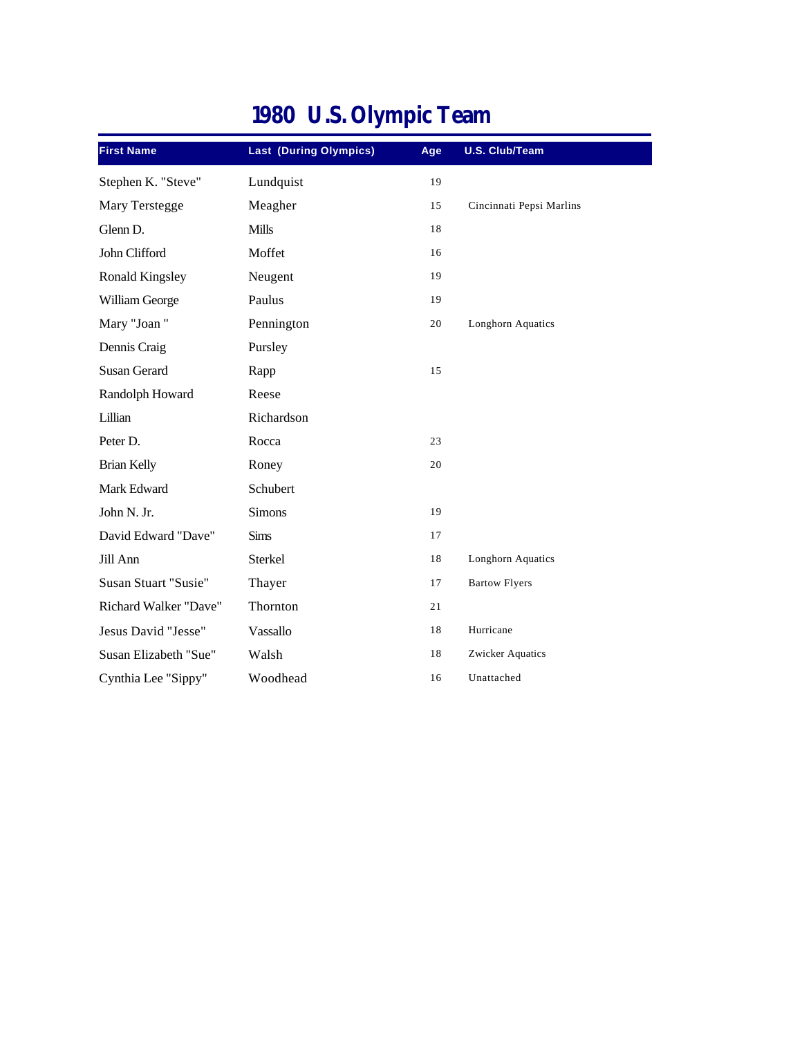# 1980 U.S. Olympic Team

| First Name | Last (During Olympics) | Age | U.S. Club/Team |
|---|---|---|---|
| Stephen K. "Steve" | Lundquist | 19 | |
| Mary Terstegge | Meagher | 15 | Cincinnati Pepsi Marlins |
| Glenn D. | Mills | 18 | |
| John Clifford | Moffet | 16 | |
| Ronald Kingsley | Neugent | 19 | |
| William George | Paulus | 19 | |
| Mary "Joan " | Pennington | 20 | Longhorn Aquatics |
| Dennis Craig | Pursley | | |
| Susan Gerard | Rapp | 15 | |
| Randolph Howard | Reese | | |
| Lillian | Richardson | | |
| Peter D. | Rocca | 23 | |
| Brian Kelly | Roney | 20 | |
| Mark Edward | Schubert | | |
| John N. Jr. | Simons | 19 | |
| David Edward "Dave" | Sims | 17 | |
| Jill Ann | Sterkel | 18 | Longhorn Aquatics |
| Susan Stuart "Susie" | Thayer | 17 | Bartow Flyers |
| Richard Walker "Dave" | Thornton | 21 | |
| Jesus David "Jesse" | Vassallo | 18 | Hurricane |
| Susan Elizabeth "Sue" | Walsh | 18 | Zwicker Aquatics |
| Cynthia Lee "Sippy" | Woodhead | 16 | Unattached |